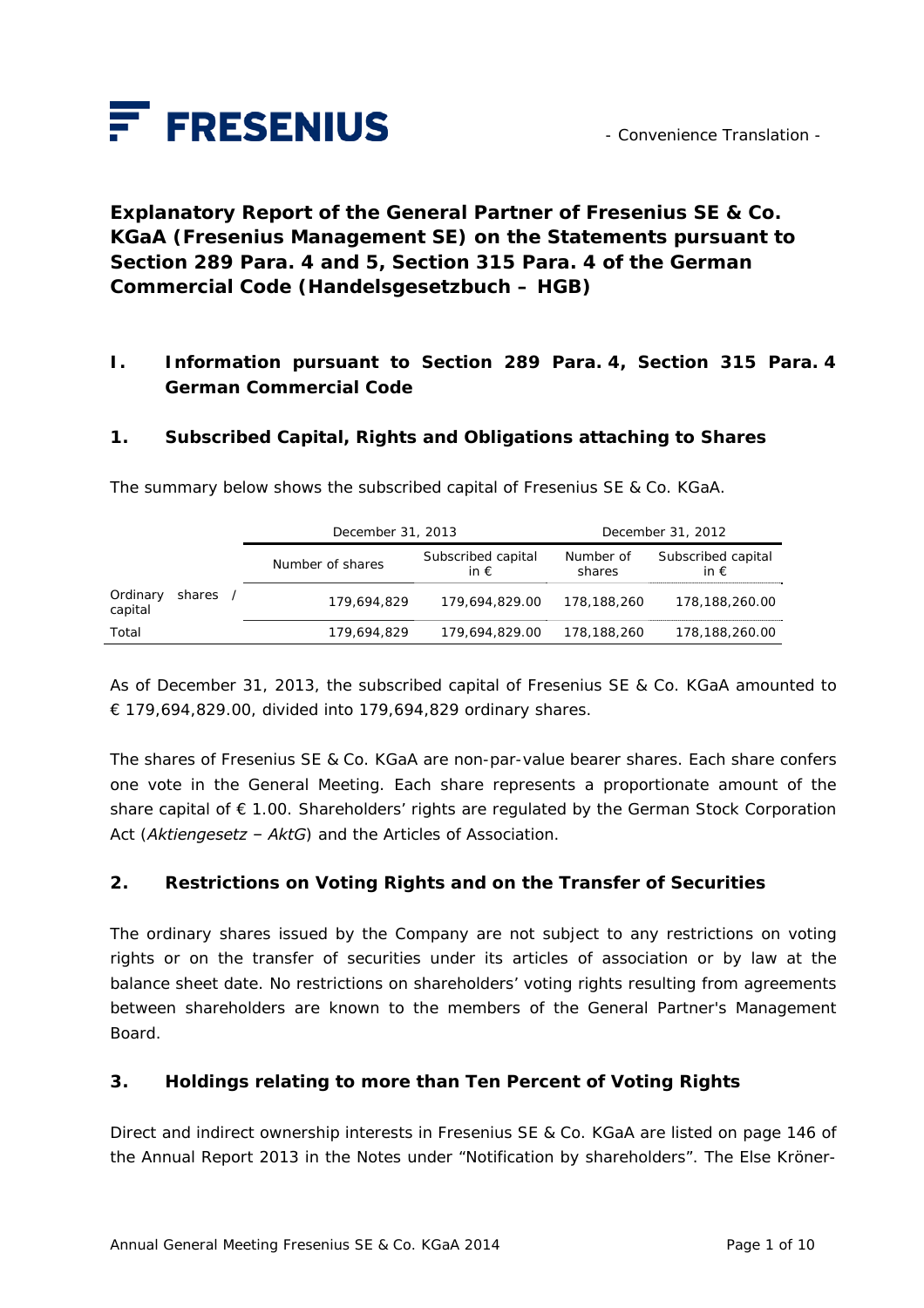FRESENIUS

- Convenience Translation -

# Explanatory Report of the General Partner of Fresenius SE & Co. KGaA (Fresenius Management SE) on the Statements pursuant to Section 289 Para. 4 and 5, Section 315 Para. 4 of the German Commercial Code (Handelsgesetzbuch – HGB)

## I. Information pursuant to Section 289 Para. 4, Section 315 Para. 4 German Commercial Code

### 1. Subscribed Capital, Rights and Obligations attaching to Shares

The summary below shows the subscribed capital of Fresenius SE & Co. KGaA.

| | December 31, 2013 | | December 31, 2012 | |
|---|---|---|---|---|
| | Number of shares | Subscribed capital in € | Number of shares | Subscribed capital in € |
| Ordinary shares / capital | 179,694,829 | 179,694,829.00 | 178,188,260 | 178,188,260.00 |
| Total | 179,694,829 | 179,694,829.00 | 178,188,260 | 178,188,260.00 |

As of December 31, 2013, the subscribed capital of Fresenius SE & Co. KGaA amounted to € 179,694,829.00, divided into 179,694,829 ordinary shares.

The shares of Fresenius SE & Co. KGaA are non-par-value bearer shares. Each share confers one vote in the General Meeting. Each share represents a proportionate amount of the share capital of € 1.00. Shareholders' rights are regulated by the German Stock Corporation Act (*Aktiengesetz – AktG*) and the Articles of Association.

### 2. Restrictions on Voting Rights and on the Transfer of Securities

The ordinary shares issued by the Company are not subject to any restrictions on voting rights or on the transfer of securities under its articles of association or by law at the balance sheet date. No restrictions on shareholders' voting rights resulting from agreements between shareholders are known to the members of the General Partner's Management Board.

### 3. Holdings relating to more than Ten Percent of Voting Rights

Direct and indirect ownership interests in Fresenius SE & Co. KGaA are listed on page 146 of the Annual Report 2013 in the Notes under "Notification by shareholders". The Else Kröner-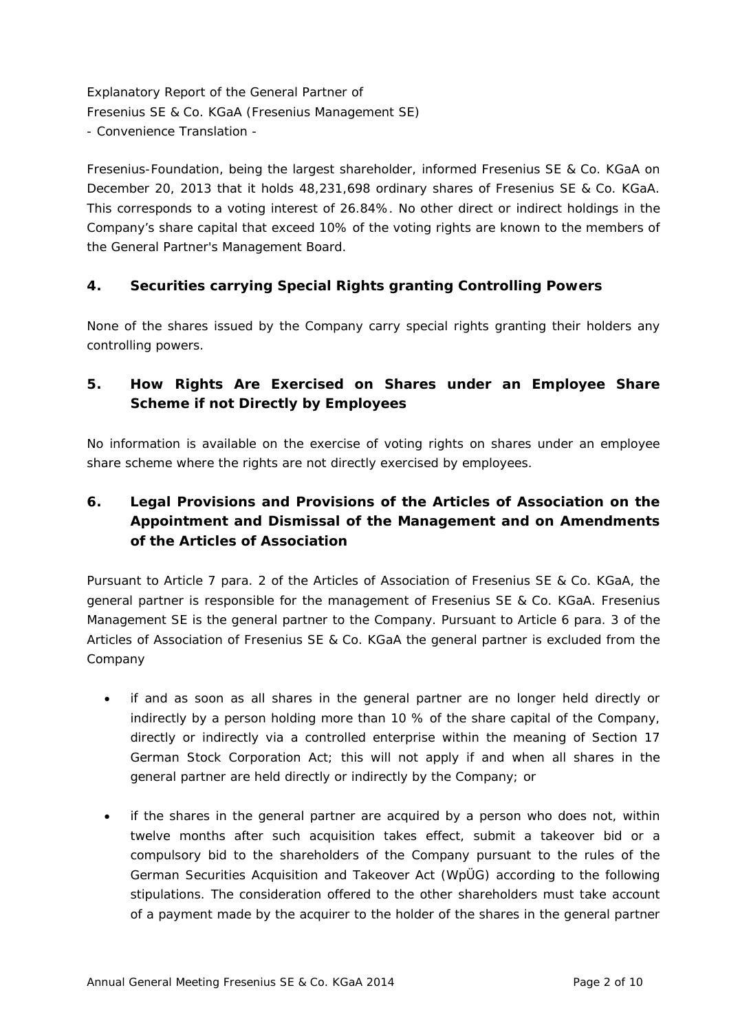Explanatory Report of the General Partner of
Fresenius SE & Co. KGaA (Fresenius Management SE)
- Convenience Translation -

Fresenius-Foundation, being the largest shareholder, informed Fresenius SE & Co. KGaA on December 20, 2013 that it holds 48,231,698 ordinary shares of Fresenius SE & Co. KGaA. This corresponds to a voting interest of 26.84%. No other direct or indirect holdings in the Company's share capital that exceed 10% of the voting rights are known to the members of the General Partner's Management Board.

## 4. Securities carrying Special Rights granting Controlling Powers

None of the shares issued by the Company carry special rights granting their holders any controlling powers.

## 5. How Rights Are Exercised on Shares under an Employee Share Scheme if not Directly by Employees

No information is available on the exercise of voting rights on shares under an employee share scheme where the rights are not directly exercised by employees.

## 6. Legal Provisions and Provisions of the Articles of Association on the Appointment and Dismissal of the Management and on Amendments of the Articles of Association

Pursuant to Article 7 para. 2 of the Articles of Association of Fresenius SE & Co. KGaA, the general partner is responsible for the management of Fresenius SE & Co. KGaA. Fresenius Management SE is the general partner to the Company. Pursuant to Article 6 para. 3 of the Articles of Association of Fresenius SE & Co. KGaA the general partner is excluded from the Company

- if and as soon as all shares in the general partner are no longer held directly or indirectly by a person holding more than 10 % of the share capital of the Company, directly or indirectly via a controlled enterprise within the meaning of Section 17 German Stock Corporation Act; this will not apply if and when all shares in the general partner are held directly or indirectly by the Company; or
- if the shares in the general partner are acquired by a person who does not, within twelve months after such acquisition takes effect, submit a takeover bid or a compulsory bid to the shareholders of the Company pursuant to the rules of the German Securities Acquisition and Takeover Act (WpÜG) according to the following stipulations. The consideration offered to the other shareholders must take account of a payment made by the acquirer to the holder of the shares in the general partner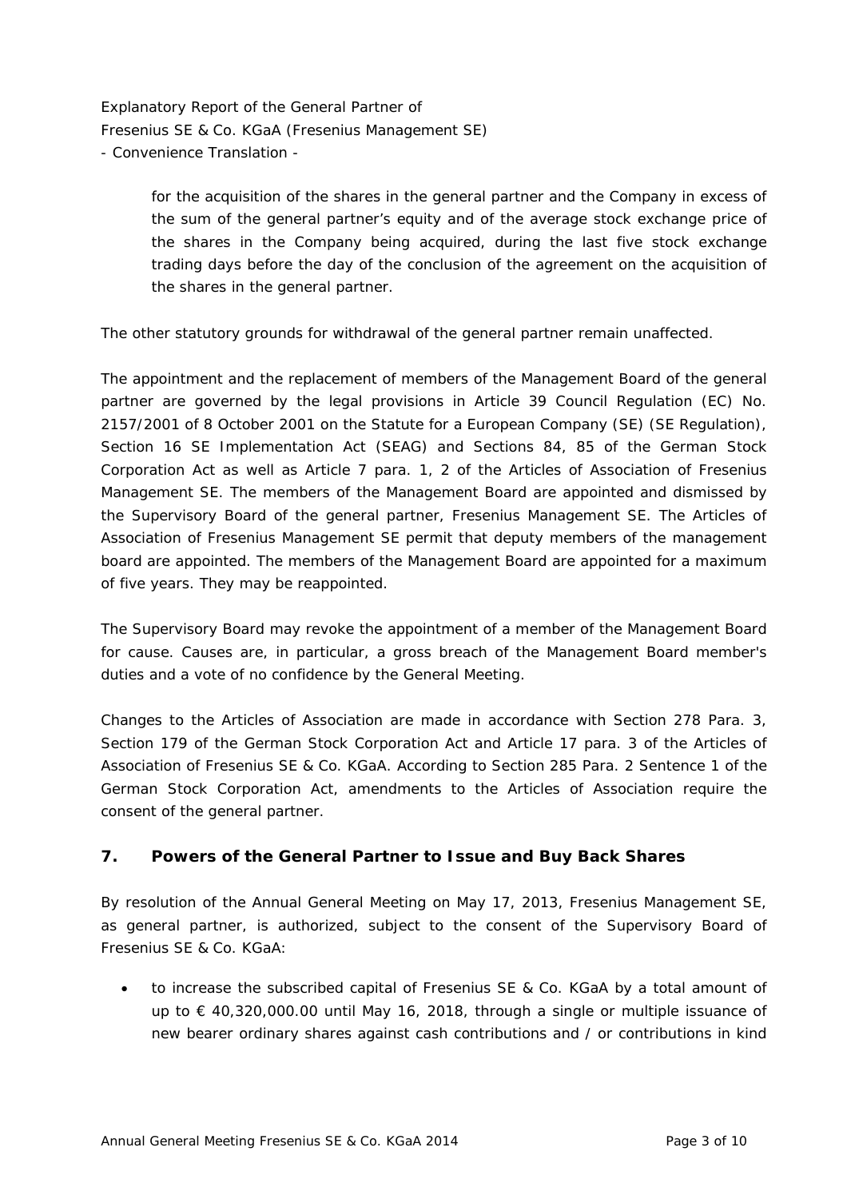for the acquisition of the shares in the general partner and the Company in excess of the sum of the general partner's equity and of the average stock exchange price of the shares in the Company being acquired, during the last five stock exchange trading days before the day of the conclusion of the agreement on the acquisition of the shares in the general partner.

The other statutory grounds for withdrawal of the general partner remain unaffected.

The appointment and the replacement of members of the Management Board of the general partner are governed by the legal provisions in Article 39 Council Regulation (EC) No. 2157/2001 of 8 October 2001 on the Statute for a European Company (SE) (SE Regulation), Section 16 SE Implementation Act (SEAG) and Sections 84, 85 of the German Stock Corporation Act as well as Article 7 para. 1, 2 of the Articles of Association of Fresenius Management SE. The members of the Management Board are appointed and dismissed by the Supervisory Board of the general partner, Fresenius Management SE. The Articles of Association of Fresenius Management SE permit that deputy members of the management board are appointed. The members of the Management Board are appointed for a maximum of five years. They may be reappointed.

The Supervisory Board may revoke the appointment of a member of the Management Board for cause. Causes are, in particular, a gross breach of the Management Board member's duties and a vote of no confidence by the General Meeting.

Changes to the Articles of Association are made in accordance with Section 278 Para. 3, Section 179 of the German Stock Corporation Act and Article 17 para. 3 of the Articles of Association of Fresenius SE & Co. KGaA. According to Section 285 Para. 2 Sentence 1 of the German Stock Corporation Act, amendments to the Articles of Association require the consent of the general partner.

## 7. Powers of the General Partner to Issue and Buy Back Shares

By resolution of the Annual General Meeting on May 17, 2013, Fresenius Management SE, as general partner, is authorized, subject to the consent of the Supervisory Board of Fresenius SE & Co. KGaA:

- to increase the subscribed capital of Fresenius SE & Co. KGaA by a total amount of up to € 40,320,000.00 until May 16, 2018, through a single or multiple issuance of new bearer ordinary shares against cash contributions and / or contributions in kind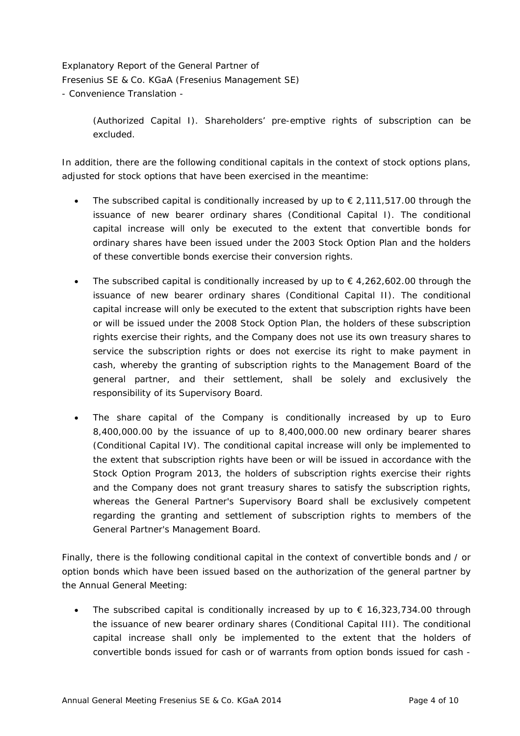(Authorized Capital I). Shareholders' pre-emptive rights of subscription can be excluded.

In addition, there are the following conditional capitals in the context of stock options plans, adjusted for stock options that have been exercised in the meantime:

- The subscribed capital is conditionally increased by up to € 2,111,517.00 through the issuance of new bearer ordinary shares (Conditional Capital I). The conditional capital increase will only be executed to the extent that convertible bonds for ordinary shares have been issued under the 2003 Stock Option Plan and the holders of these convertible bonds exercise their conversion rights.

- The subscribed capital is conditionally increased by up to € 4,262,602.00 through the issuance of new bearer ordinary shares (Conditional Capital II). The conditional capital increase will only be executed to the extent that subscription rights have been or will be issued under the 2008 Stock Option Plan, the holders of these subscription rights exercise their rights, and the Company does not use its own treasury shares to service the subscription rights or does not exercise its right to make payment in cash, whereby the granting of subscription rights to the Management Board of the general partner, and their settlement, shall be solely and exclusively the responsibility of its Supervisory Board.

- The share capital of the Company is conditionally increased by up to Euro 8,400,000.00 by the issuance of up to 8,400,000.00 new ordinary bearer shares (Conditional Capital IV). The conditional capital increase will only be implemented to the extent that subscription rights have been or will be issued in accordance with the Stock Option Program 2013, the holders of subscription rights exercise their rights and the Company does not grant treasury shares to satisfy the subscription rights, whereas the General Partner's Supervisory Board shall be exclusively competent regarding the granting and settlement of subscription rights to members of the General Partner's Management Board.

Finally, there is the following conditional capital in the context of convertible bonds and / or option bonds which have been issued based on the authorization of the general partner by the Annual General Meeting:

- The subscribed capital is conditionally increased by up to € 16,323,734.00 through the issuance of new bearer ordinary shares (Conditional Capital III). The conditional capital increase shall only be implemented to the extent that the holders of convertible bonds issued for cash or of warrants from option bonds issued for cash -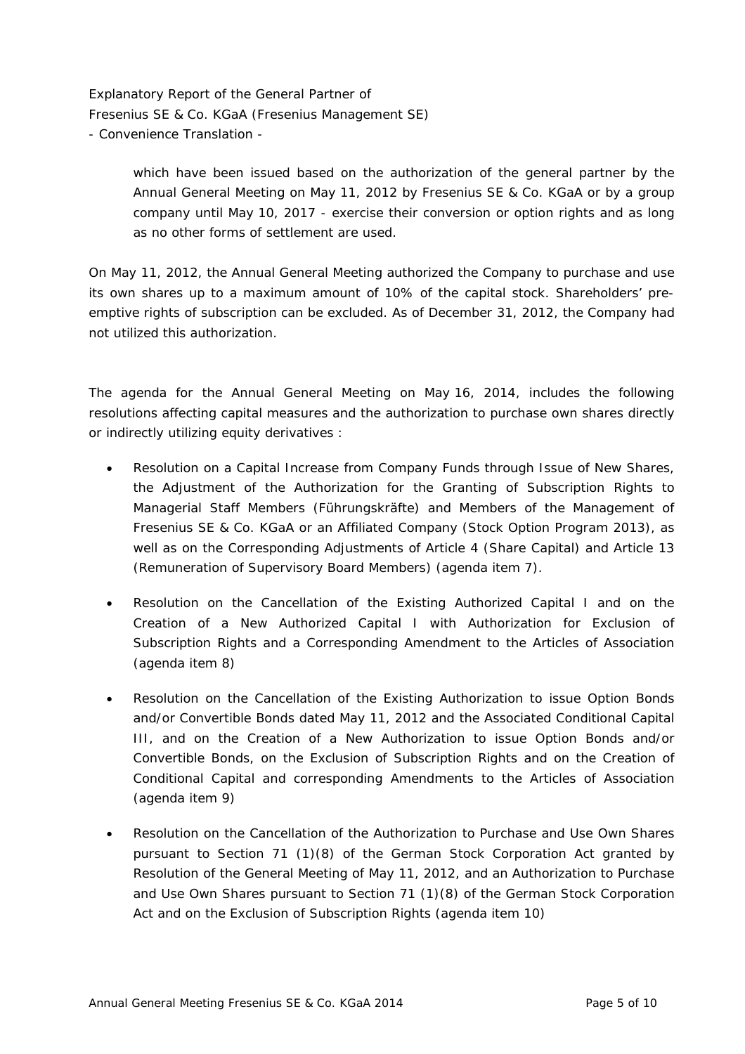which have been issued based on the authorization of the general partner by the Annual General Meeting on May 11, 2012 by Fresenius SE & Co. KGaA or by a group company until May 10, 2017 - exercise their conversion or option rights and as long as no other forms of settlement are used.

On May 11, 2012, the Annual General Meeting authorized the Company to purchase and use its own shares up to a maximum amount of 10% of the capital stock. Shareholders' pre-emptive rights of subscription can be excluded. As of December 31, 2012, the Company had not utilized this authorization.

The agenda for the Annual General Meeting on May 16, 2014, includes the following resolutions affecting capital measures and the authorization to purchase own shares directly or indirectly utilizing equity derivatives :

- Resolution on a Capital Increase from Company Funds through Issue of New Shares, the Adjustment of the Authorization for the Granting of Subscription Rights to Managerial Staff Members (Führungskräfte) and Members of the Management of Fresenius SE & Co. KGaA or an Affiliated Company (Stock Option Program 2013), as well as on the Corresponding Adjustments of Article 4 (Share Capital) and Article 13 (Remuneration of Supervisory Board Members) (agenda item 7).
- Resolution on the Cancellation of the Existing Authorized Capital I and on the Creation of a New Authorized Capital I with Authorization for Exclusion of Subscription Rights and a Corresponding Amendment to the Articles of Association (agenda item 8)
- Resolution on the Cancellation of the Existing Authorization to issue Option Bonds and/or Convertible Bonds dated May 11, 2012 and the Associated Conditional Capital III, and on the Creation of a New Authorization to issue Option Bonds and/or Convertible Bonds, on the Exclusion of Subscription Rights and on the Creation of Conditional Capital and corresponding Amendments to the Articles of Association (agenda item 9)
- Resolution on the Cancellation of the Authorization to Purchase and Use Own Shares pursuant to Section 71 (1)(8) of the German Stock Corporation Act granted by Resolution of the General Meeting of May 11, 2012, and an Authorization to Purchase and Use Own Shares pursuant to Section 71 (1)(8) of the German Stock Corporation Act and on the Exclusion of Subscription Rights (agenda item 10)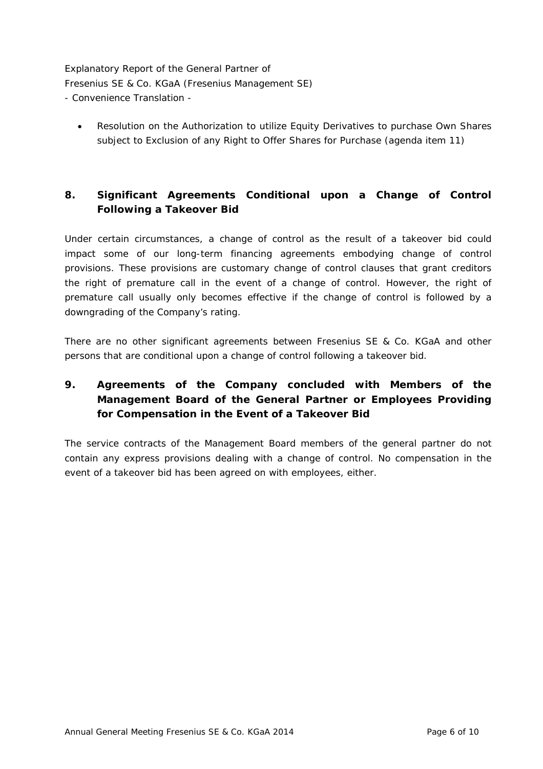- Resolution on the Authorization to utilize Equity Derivatives to purchase Own Shares subject to Exclusion of any Right to Offer Shares for Purchase (agenda item 11)

## 8. Significant Agreements Conditional upon a Change of Control Following a Takeover Bid

Under certain circumstances, a change of control as the result of a takeover bid could impact some of our long-term financing agreements embodying change of control provisions. These provisions are customary change of control clauses that grant creditors the right of premature call in the event of a change of control. However, the right of premature call usually only becomes effective if the change of control is followed by a downgrading of the Company's rating.

There are no other significant agreements between Fresenius SE & Co. KGaA and other persons that are conditional upon a change of control following a takeover bid.

## 9. Agreements of the Company concluded with Members of the Management Board of the General Partner or Employees Providing for Compensation in the Event of a Takeover Bid

The service contracts of the Management Board members of the general partner do not contain any express provisions dealing with a change of control. No compensation in the event of a takeover bid has been agreed on with employees, either.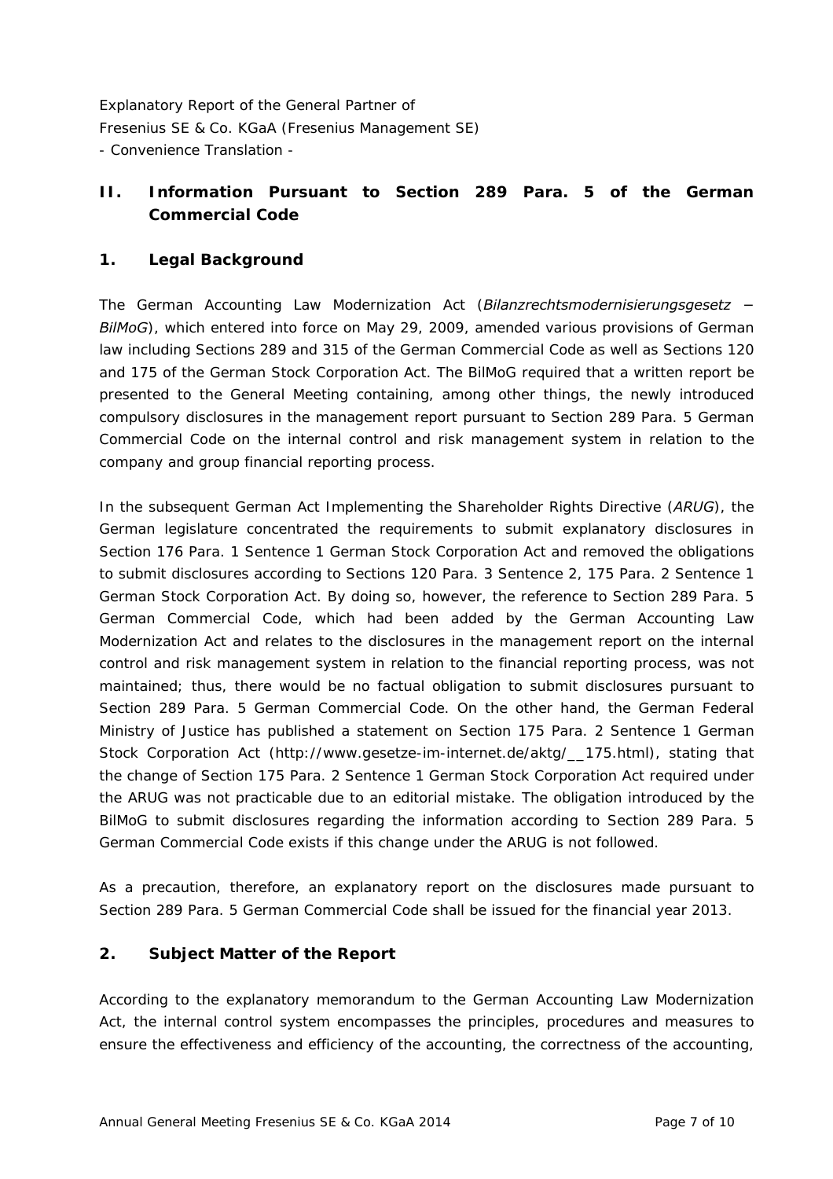Explanatory Report of the General Partner of
Fresenius SE & Co. KGaA (Fresenius Management SE)
- Convenience Translation -

## II. Information Pursuant to Section 289 Para. 5 of the German Commercial Code

### 1. Legal Background

The German Accounting Law Modernization Act (*Bilanzrechtsmodernisierungsgesetz – BilMoG*), which entered into force on May 29, 2009, amended various provisions of German law including Sections 289 and 315 of the German Commercial Code as well as Sections 120 and 175 of the German Stock Corporation Act. The BilMoG required that a written report be presented to the General Meeting containing, among other things, the newly introduced compulsory disclosures in the management report pursuant to Section 289 Para. 5 German Commercial Code on the internal control and risk management system in relation to the company and group financial reporting process.

In the subsequent German Act Implementing the Shareholder Rights Directive (*ARUG*), the German legislature concentrated the requirements to submit explanatory disclosures in Section 176 Para. 1 Sentence 1 German Stock Corporation Act and removed the obligations to submit disclosures according to Sections 120 Para. 3 Sentence 2, 175 Para. 2 Sentence 1 German Stock Corporation Act. By doing so, however, the reference to Section 289 Para. 5 German Commercial Code, which had been added by the German Accounting Law Modernization Act and relates to the disclosures in the management report on the internal control and risk management system in relation to the financial reporting process, was not maintained; thus, there would be no factual obligation to submit disclosures pursuant to Section 289 Para. 5 German Commercial Code. On the other hand, the German Federal Ministry of Justice has published a statement on Section 175 Para. 2 Sentence 1 German Stock Corporation Act (http://www.gesetze-im-internet.de/aktg/__175.html), stating that the change of Section 175 Para. 2 Sentence 1 German Stock Corporation Act required under the ARUG was not practicable due to an editorial mistake. The obligation introduced by the BilMoG to submit disclosures regarding the information according to Section 289 Para. 5 German Commercial Code exists if this change under the ARUG is not followed.

As a precaution, therefore, an explanatory report on the disclosures made pursuant to Section 289 Para. 5 German Commercial Code shall be issued for the financial year 2013.

### 2. Subject Matter of the Report

According to the explanatory memorandum to the German Accounting Law Modernization Act, the internal control system encompasses the principles, procedures and measures to ensure the effectiveness and efficiency of the accounting, the correctness of the accounting,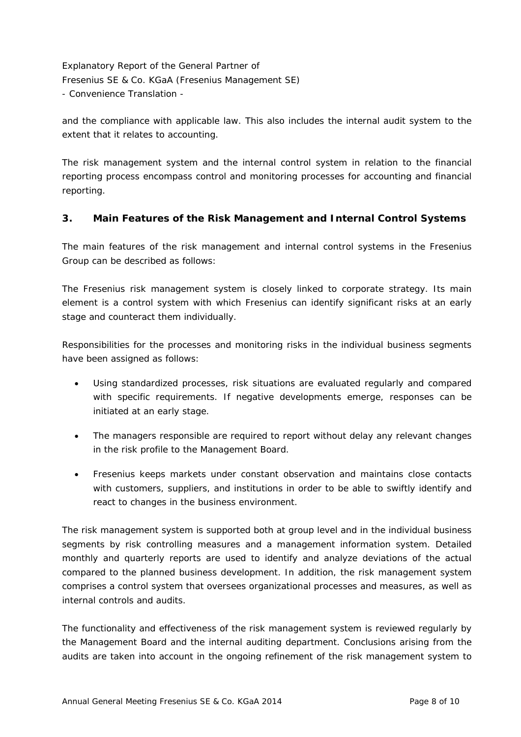and the compliance with applicable law. This also includes the internal audit system to the extent that it relates to accounting.

The risk management system and the internal control system in relation to the financial reporting process encompass control and monitoring processes for accounting and financial reporting.

## 3. Main Features of the Risk Management and Internal Control Systems

The main features of the risk management and internal control systems in the Fresenius Group can be described as follows:

The Fresenius risk management system is closely linked to corporate strategy. Its main element is a control system with which Fresenius can identify significant risks at an early stage and counteract them individually.

Responsibilities for the processes and monitoring risks in the individual business segments have been assigned as follows:

- Using standardized processes, risk situations are evaluated regularly and compared with specific requirements. If negative developments emerge, responses can be initiated at an early stage.
- The managers responsible are required to report without delay any relevant changes in the risk profile to the Management Board.
- Fresenius keeps markets under constant observation and maintains close contacts with customers, suppliers, and institutions in order to be able to swiftly identify and react to changes in the business environment.

The risk management system is supported both at group level and in the individual business segments by risk controlling measures and a management information system. Detailed monthly and quarterly reports are used to identify and analyze deviations of the actual compared to the planned business development. In addition, the risk management system comprises a control system that oversees organizational processes and measures, as well as internal controls and audits.

The functionality and effectiveness of the risk management system is reviewed regularly by the Management Board and the internal auditing department. Conclusions arising from the audits are taken into account in the ongoing refinement of the risk management system to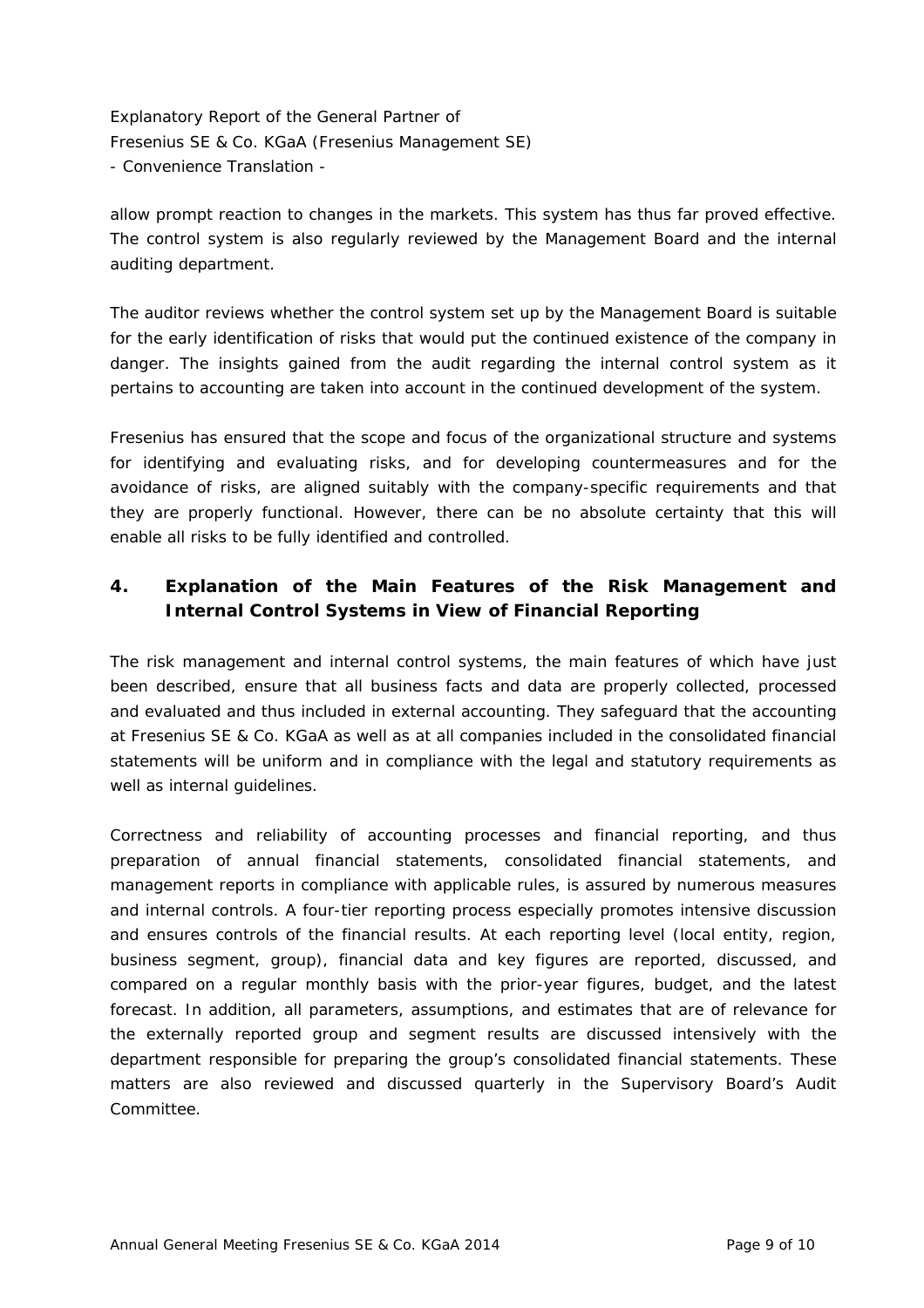allow prompt reaction to changes in the markets. This system has thus far proved effective. The control system is also regularly reviewed by the Management Board and the internal auditing department.

The auditor reviews whether the control system set up by the Management Board is suitable for the early identification of risks that would put the continued existence of the company in danger. The insights gained from the audit regarding the internal control system as it pertains to accounting are taken into account in the continued development of the system.

Fresenius has ensured that the scope and focus of the organizational structure and systems for identifying and evaluating risks, and for developing countermeasures and for the avoidance of risks, are aligned suitably with the company-specific requirements and that they are properly functional. However, there can be no absolute certainty that this will enable all risks to be fully identified and controlled.

## 4. Explanation of the Main Features of the Risk Management and Internal Control Systems in View of Financial Reporting

The risk management and internal control systems, the main features of which have just been described, ensure that all business facts and data are properly collected, processed and evaluated and thus included in external accounting. They safeguard that the accounting at Fresenius SE & Co. KGaA as well as at all companies included in the consolidated financial statements will be uniform and in compliance with the legal and statutory requirements as well as internal guidelines.

Correctness and reliability of accounting processes and financial reporting, and thus preparation of annual financial statements, consolidated financial statements, and management reports in compliance with applicable rules, is assured by numerous measures and internal controls. A four-tier reporting process especially promotes intensive discussion and ensures controls of the financial results. At each reporting level (local entity, region, business segment, group), financial data and key figures are reported, discussed, and compared on a regular monthly basis with the prior-year figures, budget, and the latest forecast. In addition, all parameters, assumptions, and estimates that are of relevance for the externally reported group and segment results are discussed intensively with the department responsible for preparing the group's consolidated financial statements. These matters are also reviewed and discussed quarterly in the Supervisory Board's Audit Committee.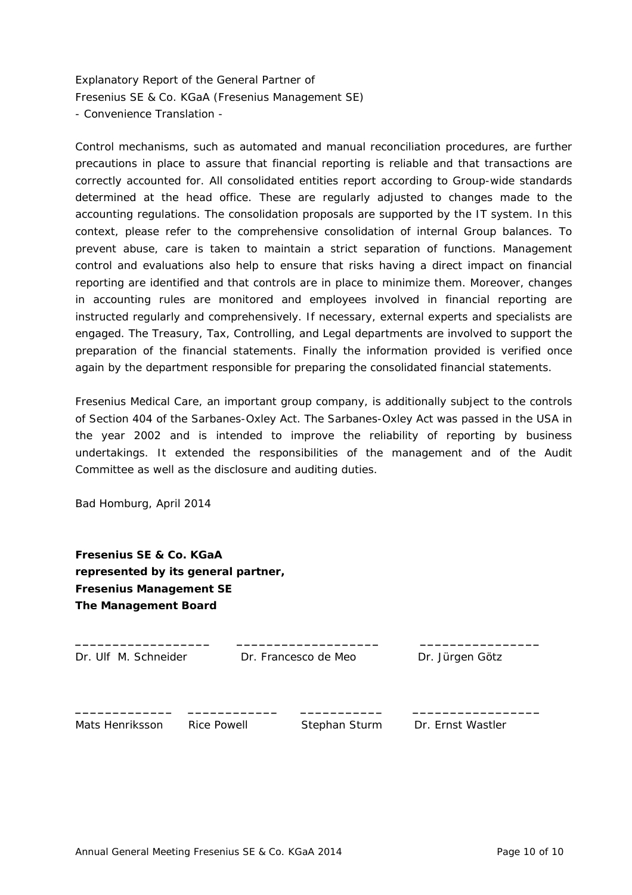Explanatory Report of the General Partner of
Fresenius SE & Co. KGaA (Fresenius Management SE)
- Convenience Translation -

Control mechanisms, such as automated and manual reconciliation procedures, are further precautions in place to assure that financial reporting is reliable and that transactions are correctly accounted for. All consolidated entities report according to Group-wide standards determined at the head office. These are regularly adjusted to changes made to the accounting regulations. The consolidation proposals are supported by the IT system. In this context, please refer to the comprehensive consolidation of internal Group balances. To prevent abuse, care is taken to maintain a strict separation of functions. Management control and evaluations also help to ensure that risks having a direct impact on financial reporting are identified and that controls are in place to minimize them. Moreover, changes in accounting rules are monitored and employees involved in financial reporting are instructed regularly and comprehensively. If necessary, external experts and specialists are engaged. The Treasury, Tax, Controlling, and Legal departments are involved to support the preparation of the financial statements. Finally the information provided is verified once again by the department responsible for preparing the consolidated financial statements.

Fresenius Medical Care, an important group company, is additionally subject to the controls of Section 404 of the Sarbanes-Oxley Act. The Sarbanes-Oxley Act was passed in the USA in the year 2002 and is intended to improve the reliability of reporting by business undertakings. It extended the responsibilities of the management and of the Audit Committee as well as the disclosure and auditing duties.

Bad Homburg, April 2014

**Fresenius SE & Co. KGaA**
**represented by its general partner,**
**Fresenius Management SE**
**The Management Board**

| | | |
|---|---|---|
| Dr. Ulf M. Schneider | Dr. Francesco de Meo | Dr. Jürgen Götz |

| | | | |
|---|---|---|---|
| Mats Henriksson | Rice Powell | Stephan Sturm | Dr. Ernst Wastler |